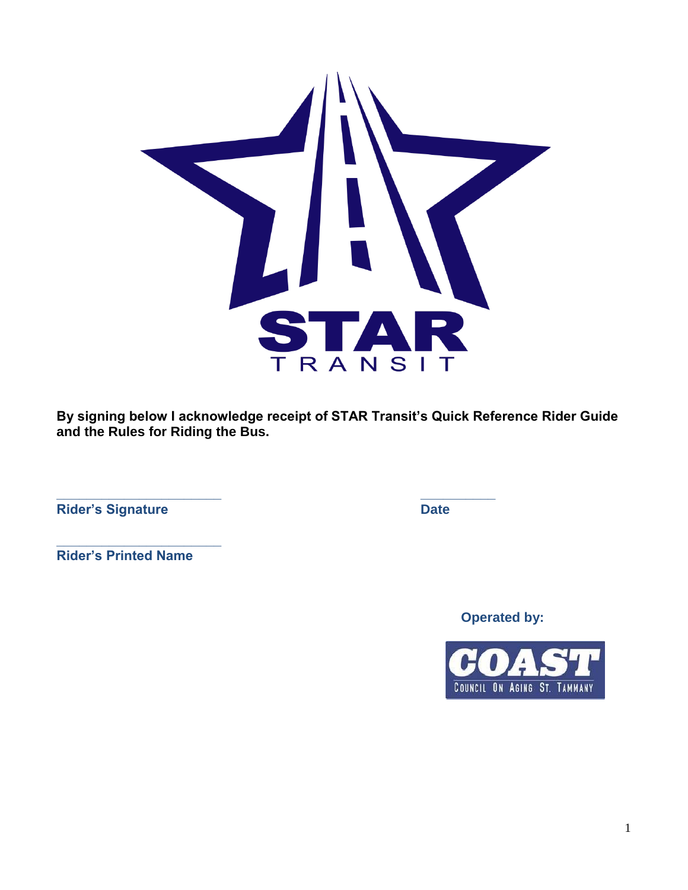STAR

TRANSIT

**By signing below I acknowledge receipt of STAR Transit's Quick Reference Rider Guide and the Rules for Riding the Bus.**

\_\_\_\_\_\_\_\_\_\_\_\_\_\_\_\_\_\_\_\_\_\_\_\_\_\_\_\_\_\_\_\_\_\_\_\_\_\_\_\_\_\_\_\_\_\_\_\_ \_\_\_\_\_\_\_\_\_\_\_\_\_\_\_\_\_\_\_\_\_\_

**Rider's Signature** **Date**

\_\_\_\_\_\_\_\_\_\_\_\_\_\_\_\_\_\_\_\_\_\_\_\_\_\_\_\_\_\_\_\_\_\_\_\_\_\_\_\_\_\_\_\_\_\_\_\_

**Rider's Printed Name**

**Operated by:**

COAST

COUNCIL ON AGING ST. TAMMANY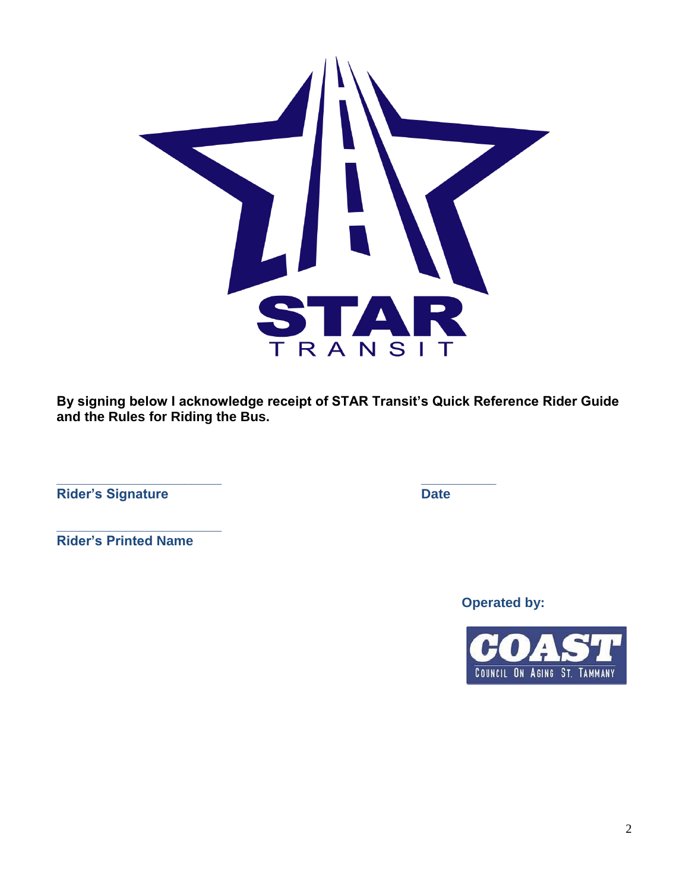STAR

TRANSIT

**By signing below I acknowledge receipt of STAR Transit's Quick Reference Rider Guide and the Rules for Riding the Bus.**

\_\_\_\_\_\_\_\_\_\_\_\_\_\_\_\_\_\_\_\_\_\_\_\_\_\_\_\_ &nbsp;&nbsp;&nbsp;&nbsp;&nbsp;&nbsp;&nbsp;&nbsp; \_\_\_\_\_\_\_\_\_\_\_\_

**Rider's Signature** &nbsp;&nbsp;&nbsp;&nbsp;&nbsp;&nbsp;&nbsp;&nbsp;&nbsp;&nbsp;&nbsp;&nbsp;&nbsp;&nbsp;&nbsp;&nbsp;&nbsp;&nbsp;&nbsp;&nbsp; **Date**

\_\_\_\_\_\_\_\_\_\_\_\_\_\_\_\_\_\_\_\_\_\_\_\_\_\_\_\_

**Rider's Printed Name**

**Operated by:**

COAST

COUNCIL ON AGING ST. TAMMANY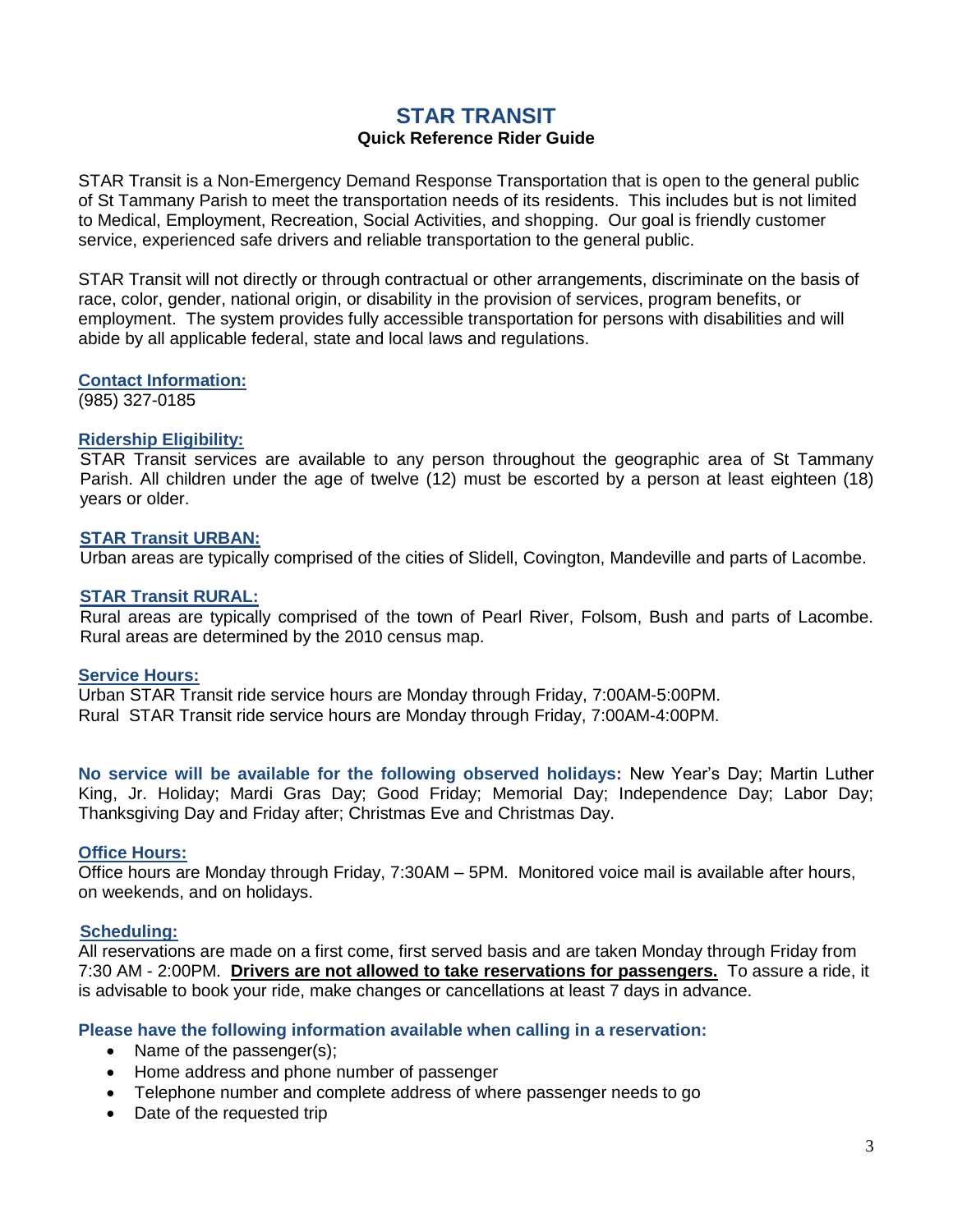# STAR TRANSIT

**Quick Reference Rider Guide**

STAR Transit is a Non-Emergency Demand Response Transportation that is open to the general public of St Tammany Parish to meet the transportation needs of its residents. This includes but is not limited to Medical, Employment, Recreation, Social Activities, and shopping. Our goal is friendly customer service, experienced safe drivers and reliable transportation to the general public.

STAR Transit will not directly or through contractual or other arrangements, discriminate on the basis of race, color, gender, national origin, or disability in the provision of services, program benefits, or employment. The system provides fully accessible transportation for persons with disabilities and will abide by all applicable federal, state and local laws and regulations.

## Contact Information:

(985) 327-0185

## Ridership Eligibility:

STAR Transit services are available to any person throughout the geographic area of St Tammany Parish. All children under the age of twelve (12) must be escorted by a person at least eighteen (18) years or older.

## STAR Transit URBAN:

Urban areas are typically comprised of the cities of Slidell, Covington, Mandeville and parts of Lacombe.

## STAR Transit RURAL:

Rural areas are typically comprised of the town of Pearl River, Folsom, Bush and parts of Lacombe. Rural areas are determined by the 2010 census map.

## Service Hours:

Urban STAR Transit ride service hours are Monday through Friday, 7:00AM-5:00PM.
Rural STAR Transit ride service hours are Monday through Friday, 7:00AM-4:00PM.

**No service will be available for the following observed holidays:** New Year's Day; Martin Luther King, Jr. Holiday; Mardi Gras Day; Good Friday; Memorial Day; Independence Day; Labor Day; Thanksgiving Day and Friday after; Christmas Eve and Christmas Day.

## Office Hours:

Office hours are Monday through Friday, 7:30AM – 5PM. Monitored voice mail is available after hours, on weekends, and on holidays.

## Scheduling:

All reservations are made on a first come, first served basis and are taken Monday through Friday from 7:30 AM - 2:00PM. **Drivers are not allowed to take reservations for passengers.** To assure a ride, it is advisable to book your ride, make changes or cancellations at least 7 days in advance.

**Please have the following information available when calling in a reservation:**

- Name of the passenger(s);
- Home address and phone number of passenger
- Telephone number and complete address of where passenger needs to go
- Date of the requested trip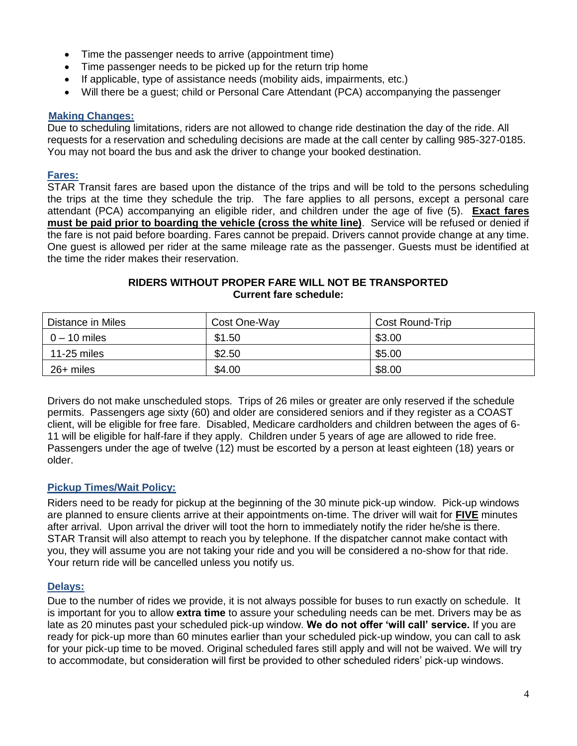- Time the passenger needs to arrive (appointment time)
- Time passenger needs to be picked up for the return trip home
- If applicable, type of assistance needs (mobility aids, impairments, etc.)
- Will there be a guest; child or Personal Care Attendant (PCA) accompanying the passenger

## Making Changes:

Due to scheduling limitations, riders are not allowed to change ride destination the day of the ride. All requests for a reservation and scheduling decisions are made at the call center by calling 985-327-0185. You may not board the bus and ask the driver to change your booked destination.

## Fares:

STAR Transit fares are based upon the distance of the trips and will be told to the persons scheduling the trips at the time they schedule the trip. The fare applies to all persons, except a personal care attendant (PCA) accompanying an eligible rider, and children under the age of five (5). **Exact fares must be paid prior to boarding the vehicle (cross the white line)**. Service will be refused or denied if the fare is not paid before boarding. Fares cannot be prepaid. Drivers cannot provide change at any time. One guest is allowed per rider at the same mileage rate as the passenger. Guests must be identified at the time the rider makes their reservation.

**RIDERS WITHOUT PROPER FARE WILL NOT BE TRANSPORTED**
**Current fare schedule:**

| Distance in Miles | Cost One-Way | Cost Round-Trip |
| --- | --- | --- |
| 0 – 10 miles | $1.50 | $3.00 |
| 11-25 miles | $2.50 | $5.00 |
| 26+ miles | $4.00 | $8.00 |

Drivers do not make unscheduled stops. Trips of 26 miles or greater are only reserved if the schedule permits. Passengers age sixty (60) and older are considered seniors and if they register as a COAST client, will be eligible for free fare. Disabled, Medicare cardholders and children between the ages of 6-11 will be eligible for half-fare if they apply. Children under 5 years of age are allowed to ride free. Passengers under the age of twelve (12) must be escorted by a person at least eighteen (18) years or older.

## Pickup Times/Wait Policy:

Riders need to be ready for pickup at the beginning of the 30 minute pick-up window. Pick-up windows are planned to ensure clients arrive at their appointments on-time. The driver will wait for **FIVE** minutes after arrival. Upon arrival the driver will toot the horn to immediately notify the rider he/she is there. STAR Transit will also attempt to reach you by telephone. If the dispatcher cannot make contact with you, they will assume you are not taking your ride and you will be considered a no-show for that ride. Your return ride will be cancelled unless you notify us.

## Delays:

Due to the number of rides we provide, it is not always possible for buses to run exactly on schedule. It is important for you to allow **extra time** to assure your scheduling needs can be met. Drivers may be as late as 20 minutes past your scheduled pick-up window. **We do not offer 'will call' service.** If you are ready for pick-up more than 60 minutes earlier than your scheduled pick-up window, you can call to ask for your pick-up time to be moved. Original scheduled fares still apply and will not be waived. We will try to accommodate, but consideration will first be provided to other scheduled riders' pick-up windows.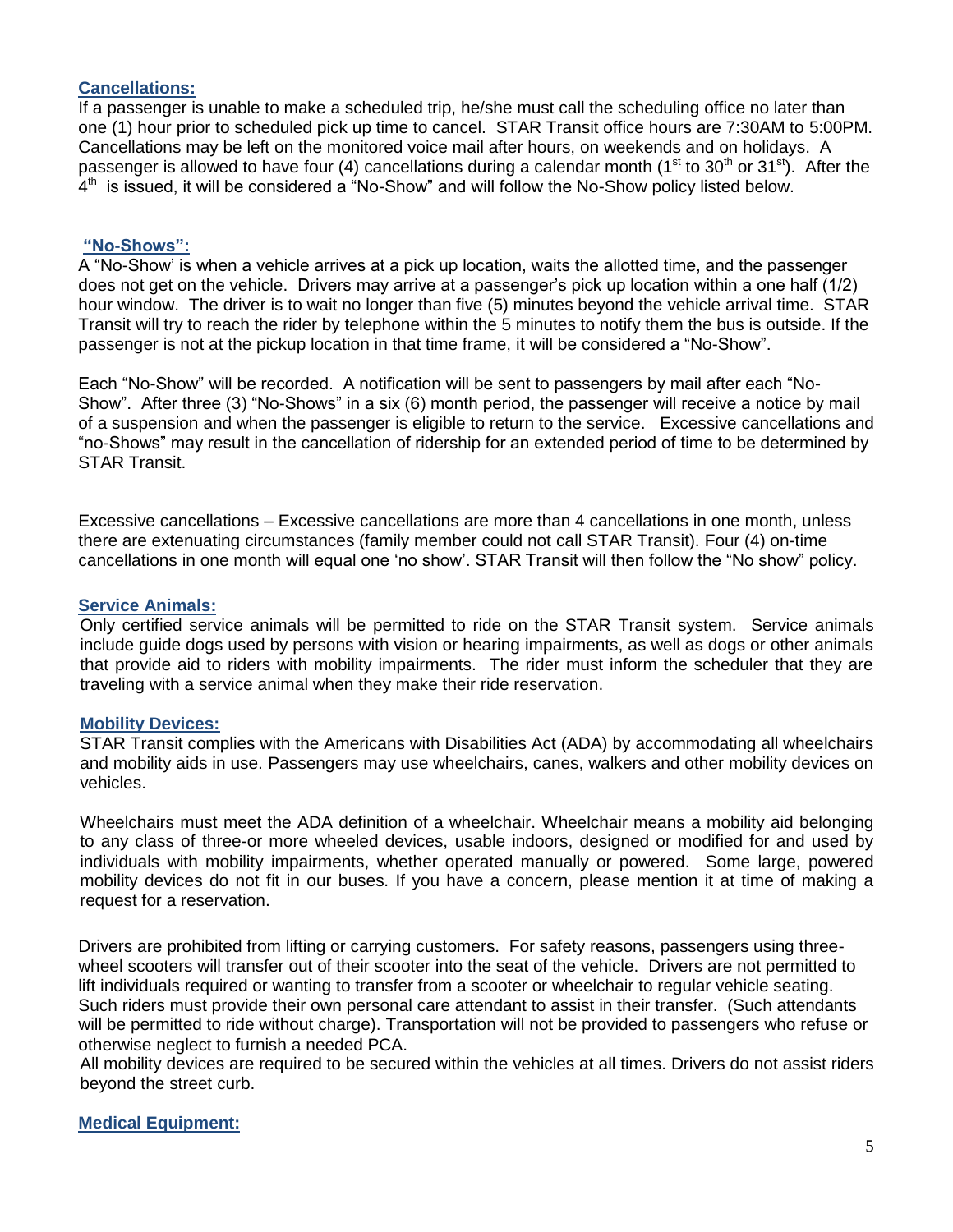## Cancellations:

If a passenger is unable to make a scheduled trip, he/she must call the scheduling office no later than one (1) hour prior to scheduled pick up time to cancel. STAR Transit office hours are 7:30AM to 5:00PM. Cancellations may be left on the monitored voice mail after hours, on weekends and on holidays. A passenger is allowed to have four (4) cancellations during a calendar month (1st to 30th or 31st). After the 4th is issued, it will be considered a "No-Show" and will follow the No-Show policy listed below.

## "No-Shows":

A "No-Show' is when a vehicle arrives at a pick up location, waits the allotted time, and the passenger does not get on the vehicle. Drivers may arrive at a passenger's pick up location within a one half (1/2) hour window. The driver is to wait no longer than five (5) minutes beyond the vehicle arrival time. STAR Transit will try to reach the rider by telephone within the 5 minutes to notify them the bus is outside. If the passenger is not at the pickup location in that time frame, it will be considered a "No-Show".

Each "No-Show" will be recorded. A notification will be sent to passengers by mail after each "No-Show". After three (3) "No-Shows" in a six (6) month period, the passenger will receive a notice by mail of a suspension and when the passenger is eligible to return to the service. Excessive cancellations and "no-Shows" may result in the cancellation of ridership for an extended period of time to be determined by STAR Transit.

Excessive cancellations – Excessive cancellations are more than 4 cancellations in one month, unless there are extenuating circumstances (family member could not call STAR Transit). Four (4) on-time cancellations in one month will equal one 'no show'. STAR Transit will then follow the "No show" policy.

## Service Animals:

Only certified service animals will be permitted to ride on the STAR Transit system. Service animals include guide dogs used by persons with vision or hearing impairments, as well as dogs or other animals that provide aid to riders with mobility impairments. The rider must inform the scheduler that they are traveling with a service animal when they make their ride reservation.

## Mobility Devices:

STAR Transit complies with the Americans with Disabilities Act (ADA) by accommodating all wheelchairs and mobility aids in use. Passengers may use wheelchairs, canes, walkers and other mobility devices on vehicles.

Wheelchairs must meet the ADA definition of a wheelchair. Wheelchair means a mobility aid belonging to any class of three-or more wheeled devices, usable indoors, designed or modified for and used by individuals with mobility impairments, whether operated manually or powered. Some large, powered mobility devices do not fit in our buses. If you have a concern, please mention it at time of making a request for a reservation.

Drivers are prohibited from lifting or carrying customers. For safety reasons, passengers using three-wheel scooters will transfer out of their scooter into the seat of the vehicle. Drivers are not permitted to lift individuals required or wanting to transfer from a scooter or wheelchair to regular vehicle seating. Such riders must provide their own personal care attendant to assist in their transfer. (Such attendants will be permitted to ride without charge). Transportation will not be provided to passengers who refuse or otherwise neglect to furnish a needed PCA.

All mobility devices are required to be secured within the vehicles at all times. Drivers do not assist riders beyond the street curb.

## Medical Equipment: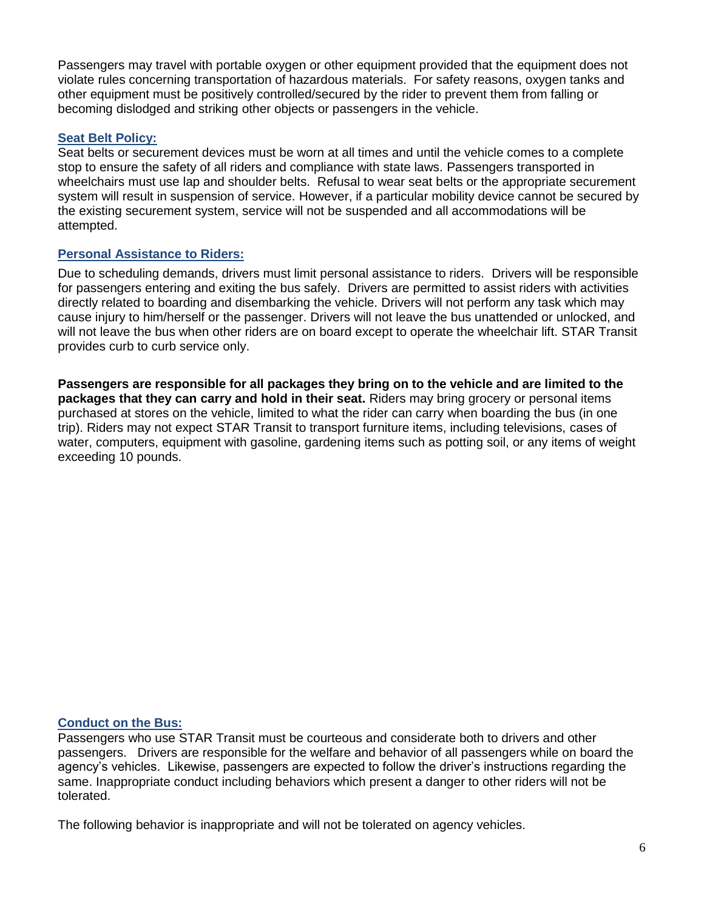Passengers may travel with portable oxygen or other equipment provided that the equipment does not violate rules concerning transportation of hazardous materials. For safety reasons, oxygen tanks and other equipment must be positively controlled/secured by the rider to prevent them from falling or becoming dislodged and striking other objects or passengers in the vehicle.

### Seat Belt Policy:

Seat belts or securement devices must be worn at all times and until the vehicle comes to a complete stop to ensure the safety of all riders and compliance with state laws. Passengers transported in wheelchairs must use lap and shoulder belts. Refusal to wear seat belts or the appropriate securement system will result in suspension of service. However, if a particular mobility device cannot be secured by the existing securement system, service will not be suspended and all accommodations will be attempted.

### Personal Assistance to Riders:

Due to scheduling demands, drivers must limit personal assistance to riders. Drivers will be responsible for passengers entering and exiting the bus safely. Drivers are permitted to assist riders with activities directly related to boarding and disembarking the vehicle. Drivers will not perform any task which may cause injury to him/herself or the passenger. Drivers will not leave the bus unattended or unlocked, and will not leave the bus when other riders are on board except to operate the wheelchair lift. STAR Transit provides curb to curb service only.

**Passengers are responsible for all packages they bring on to the vehicle and are limited to the packages that they can carry and hold in their seat.** Riders may bring grocery or personal items purchased at stores on the vehicle, limited to what the rider can carry when boarding the bus (in one trip). Riders may not expect STAR Transit to transport furniture items, including televisions, cases of water, computers, equipment with gasoline, gardening items such as potting soil, or any items of weight exceeding 10 pounds.

### Conduct on the Bus:

Passengers who use STAR Transit must be courteous and considerate both to drivers and other passengers. Drivers are responsible for the welfare and behavior of all passengers while on board the agency's vehicles. Likewise, passengers are expected to follow the driver's instructions regarding the same. Inappropriate conduct including behaviors which present a danger to other riders will not be tolerated.

The following behavior is inappropriate and will not be tolerated on agency vehicles.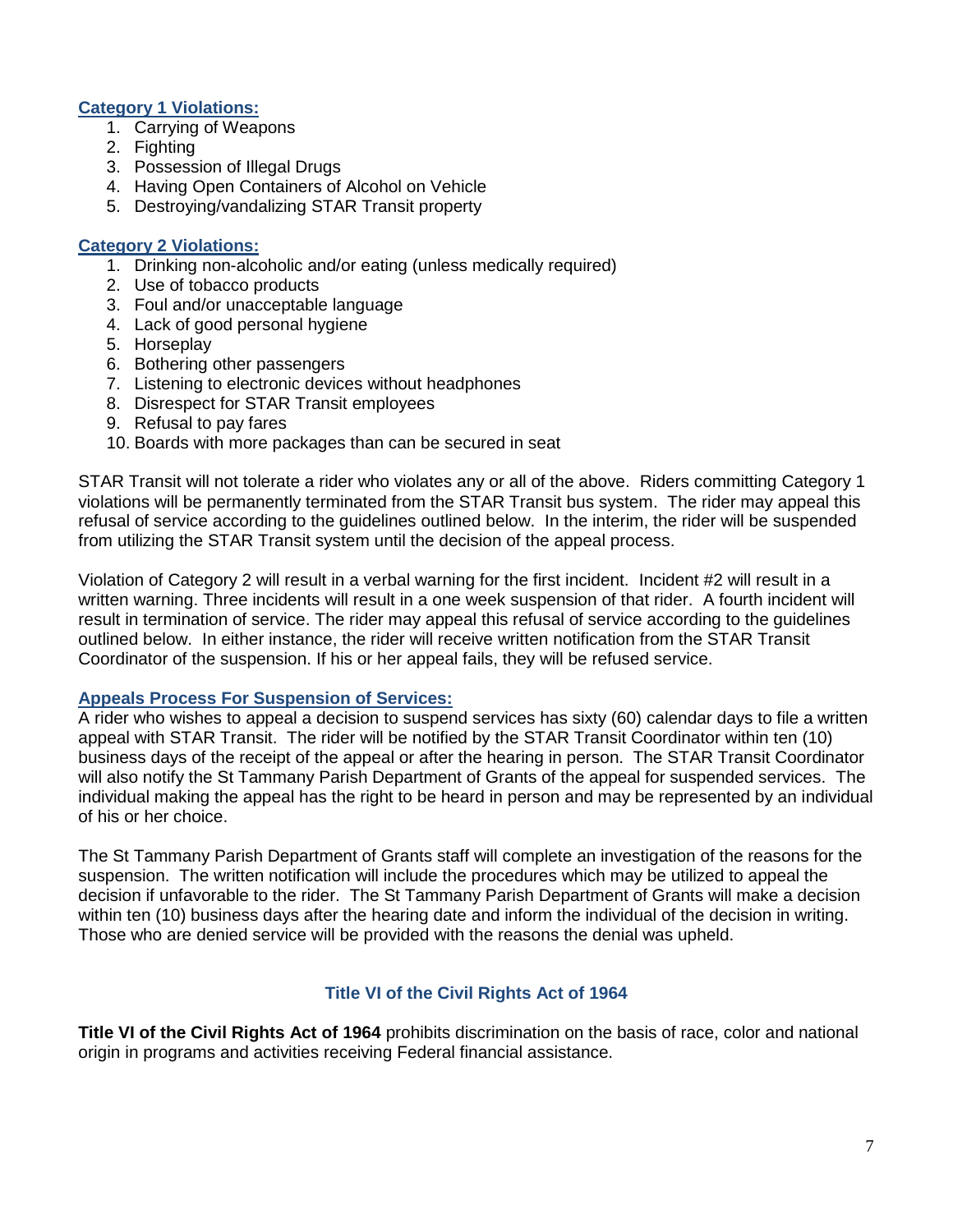### Category 1 Violations:

1. Carrying of Weapons
2. Fighting
3. Possession of Illegal Drugs
4. Having Open Containers of Alcohol on Vehicle
5. Destroying/vandalizing STAR Transit property

### Category 2 Violations:

1. Drinking non-alcoholic and/or eating (unless medically required)
2. Use of tobacco products
3. Foul and/or unacceptable language
4. Lack of good personal hygiene
5. Horseplay
6. Bothering other passengers
7. Listening to electronic devices without headphones
8. Disrespect for STAR Transit employees
9. Refusal to pay fares
10. Boards with more packages than can be secured in seat

STAR Transit will not tolerate a rider who violates any or all of the above. Riders committing Category 1 violations will be permanently terminated from the STAR Transit bus system. The rider may appeal this refusal of service according to the guidelines outlined below. In the interim, the rider will be suspended from utilizing the STAR Transit system until the decision of the appeal process.

Violation of Category 2 will result in a verbal warning for the first incident. Incident #2 will result in a written warning. Three incidents will result in a one week suspension of that rider. A fourth incident will result in termination of service. The rider may appeal this refusal of service according to the guidelines outlined below. In either instance, the rider will receive written notification from the STAR Transit Coordinator of the suspension. If his or her appeal fails, they will be refused service.

### Appeals Process For Suspension of Services:

A rider who wishes to appeal a decision to suspend services has sixty (60) calendar days to file a written appeal with STAR Transit. The rider will be notified by the STAR Transit Coordinator within ten (10) business days of the receipt of the appeal or after the hearing in person. The STAR Transit Coordinator will also notify the St Tammany Parish Department of Grants of the appeal for suspended services. The individual making the appeal has the right to be heard in person and may be represented by an individual of his or her choice.

The St Tammany Parish Department of Grants staff will complete an investigation of the reasons for the suspension. The written notification will include the procedures which may be utilized to appeal the decision if unfavorable to the rider. The St Tammany Parish Department of Grants will make a decision within ten (10) business days after the hearing date and inform the individual of the decision in writing. Those who are denied service will be provided with the reasons the denial was upheld.

## Title VI of the Civil Rights Act of 1964

**Title VI of the Civil Rights Act of 1964** prohibits discrimination on the basis of race, color and national origin in programs and activities receiving Federal financial assistance.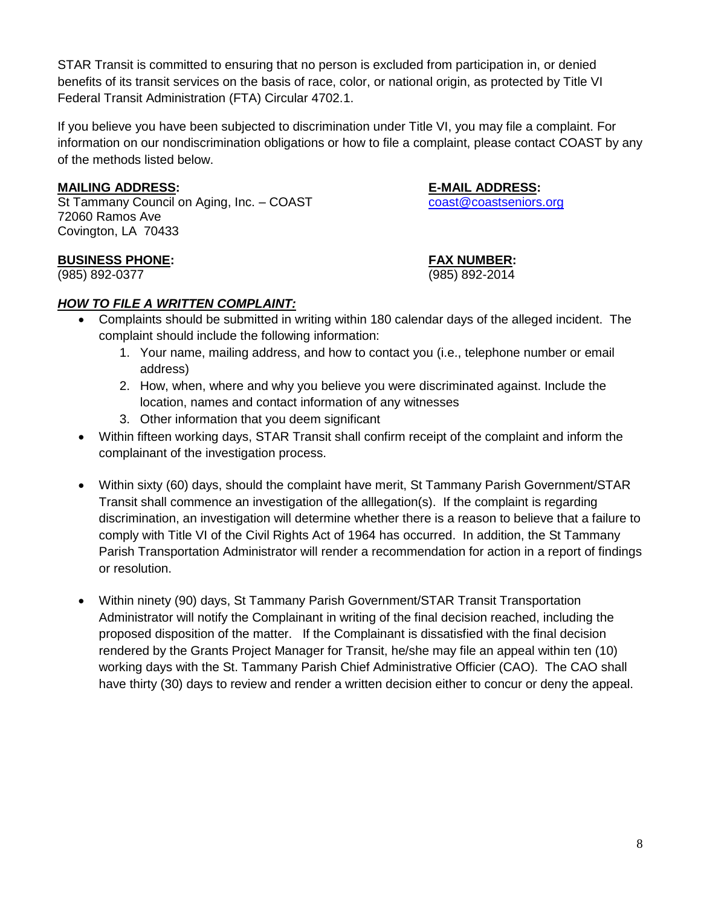STAR Transit is committed to ensuring that no person is excluded from participation in, or denied benefits of its transit services on the basis of race, color, or national origin, as protected by Title VI Federal Transit Administration (FTA) Circular 4702.1.

If you believe you have been subjected to discrimination under Title VI, you may file a complaint. For information on our nondiscrimination obligations or how to file a complaint, please contact COAST by any of the methods listed below.

**MAILING ADDRESS:**
St Tammany Council on Aging, Inc. – COAST
72060 Ramos Ave
Covington, LA 70433

**E-MAIL ADDRESS:**
coast@coastseniors.org

**BUSINESS PHONE:**
(985) 892-0377

**FAX NUMBER:**
(985) 892-2014

***HOW TO FILE A WRITTEN COMPLAINT:***

- Complaints should be submitted in writing within 180 calendar days of the alleged incident. The complaint should include the following information:
    1. Your name, mailing address, and how to contact you (i.e., telephone number or email address)
    2. How, when, where and why you believe you were discriminated against. Include the location, names and contact information of any witnesses
    3. Other information that you deem significant
- Within fifteen working days, STAR Transit shall confirm receipt of the complaint and inform the complainant of the investigation process.
- Within sixty (60) days, should the complaint have merit, St Tammany Parish Government/STAR Transit shall commence an investigation of the alllegation(s). If the complaint is regarding discrimination, an investigation will determine whether there is a reason to believe that a failure to comply with Title VI of the Civil Rights Act of 1964 has occurred. In addition, the St Tammany Parish Transportation Administrator will render a recommendation for action in a report of findings or resolution.
- Within ninety (90) days, St Tammany Parish Government/STAR Transit Transportation Administrator will notify the Complainant in writing of the final decision reached, including the proposed disposition of the matter. If the Complainant is dissatisfied with the final decision rendered by the Grants Project Manager for Transit, he/she may file an appeal within ten (10) working days with the St. Tammany Parish Chief Administrative Officier (CAO). The CAO shall have thirty (30) days to review and render a written decision either to concur or deny the appeal.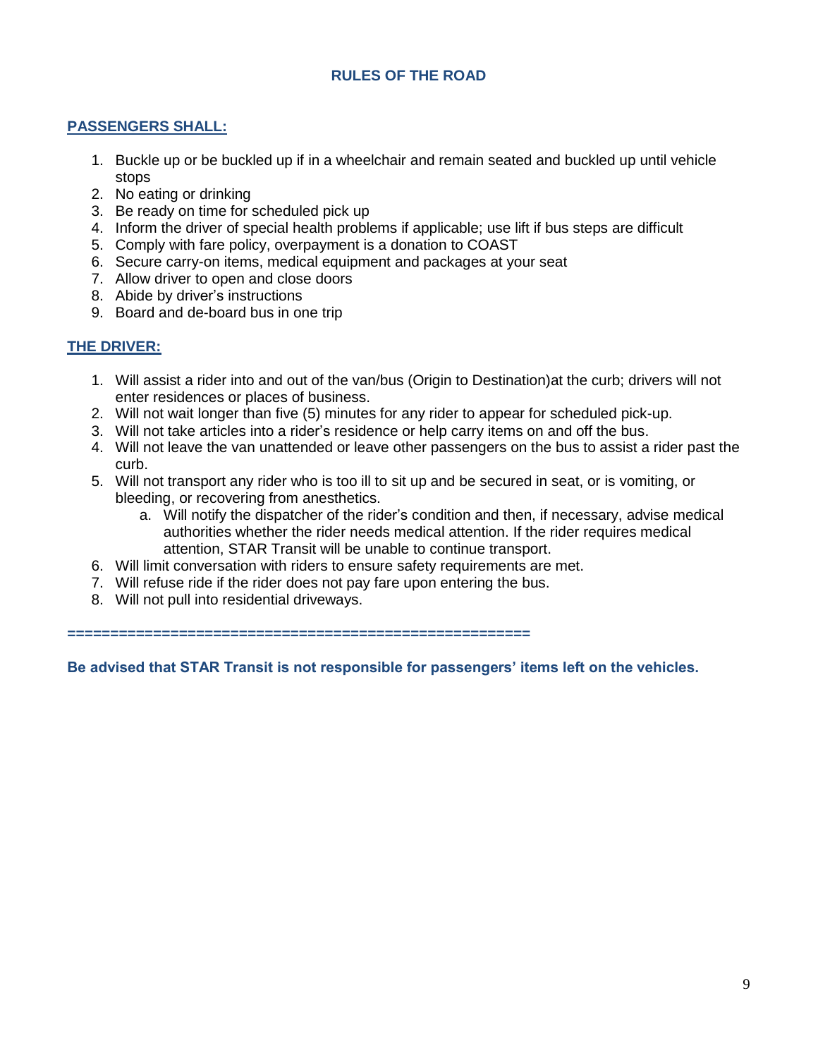## RULES OF THE ROAD

### PASSENGERS SHALL:

1. Buckle up or be buckled up if in a wheelchair and remain seated and buckled up until vehicle stops
2. No eating or drinking
3. Be ready on time for scheduled pick up
4. Inform the driver of special health problems if applicable; use lift if bus steps are difficult
5. Comply with fare policy, overpayment is a donation to COAST
6. Secure carry-on items, medical equipment and packages at your seat
7. Allow driver to open and close doors
8. Abide by driver's instructions
9. Board and de-board bus in one trip

### THE DRIVER:

1. Will assist a rider into and out of the van/bus (Origin to Destination)at the curb; drivers will not enter residences or places of business.
2. Will not wait longer than five (5) minutes for any rider to appear for scheduled pick-up.
3. Will not take articles into a rider's residence or help carry items on and off the bus.
4. Will not leave the van unattended or leave other passengers on the bus to assist a rider past the curb.
5. Will not transport any rider who is too ill to sit up and be secured in seat, or is vomiting, or bleeding, or recovering from anesthetics.
   a. Will notify the dispatcher of the rider's condition and then, if necessary, advise medical authorities whether the rider needs medical attention. If the rider requires medical attention, STAR Transit will be unable to continue transport.
6. Will limit conversation with riders to ensure safety requirements are met.
7. Will refuse ride if the rider does not pay fare upon entering the bus.
8. Will not pull into residential driveways.

======================================================

**Be advised that STAR Transit is not responsible for passengers' items left on the vehicles.**